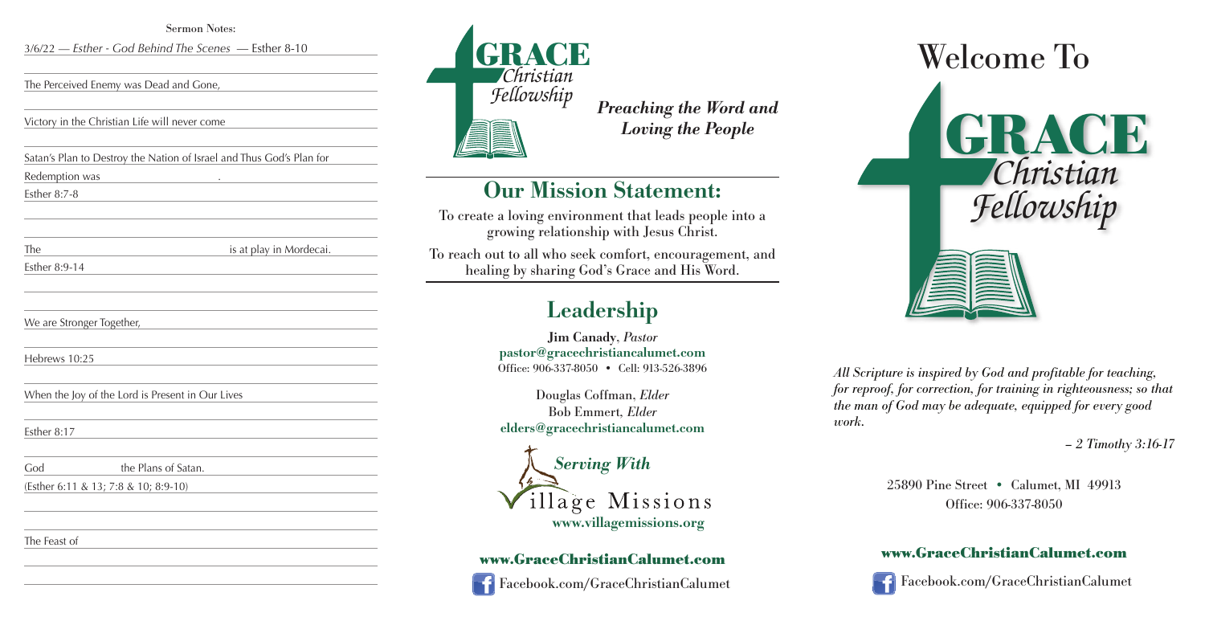**Sermon Notes:**

3/6/22 — *Esther - God Behind The Scenes* — Esther 8-10

The Perceived Enemy was Dead and Gone, ________________

Victory in the Christian Life will never come ________________

Satan's Plan to Destroy the Nation of Israel and Thus God's Plan for Redemption was ________________.

Esther 8:7-8

The ________________ is at play in Mordecai.

Esther 8:9-14

We are Stronger Together, ________________

Hebrews 10:25

When the Joy of the Lord is Present in Our Lives ________________

Esther 8:17

God ________________ the Plans of Satan.

(Esther 6:11 & 13; 7:8 & 10; 8:9-10)

The Feast of ________________

GRACE *Christian Fellowship*

***Preaching the Word and Loving the People***

## Our Mission Statement:

To create a loving environment that leads people into a growing relationship with Jesus Christ.

To reach out to all who seek comfort, encouragement, and healing by sharing God's Grace and His Word.

## Leadership

**Jim Canady**, *Pastor*
**pastor@gracechristiancalumet.com**
Office: 906-337-8050 • Cell: 913-526-3896

Douglas Coffman, *Elder*
Bob Emmert, *Elder*
**elders@gracechristiancalumet.com**

*Serving With*
Village Missions
**www.villagemissions.org**

**www.GraceChristianCalumet.com**

Facebook.com/GraceChristianCalumet

# Welcome To

GRACE *Christian Fellowship*

*All Scripture is inspired by God and profitable for teaching, for reproof, for correction, for training in righteousness; so that the man of God may be adequate, equipped for every good work.*

*– 2 Timothy 3:16-17*

25890 Pine Street • Calumet, MI 49913
Office: 906-337-8050

**www.GraceChristianCalumet.com**

Facebook.com/GraceChristianCalumet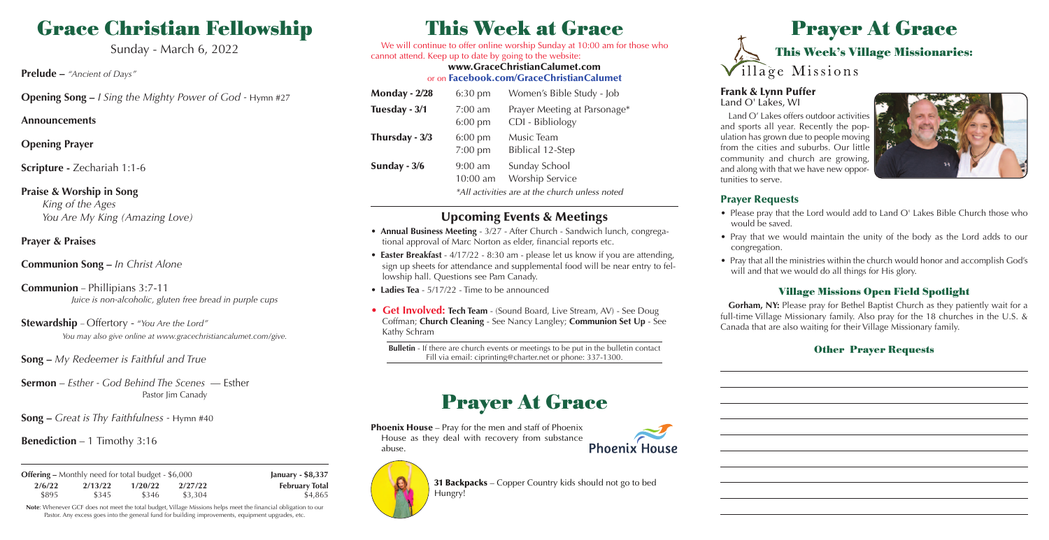# Grace Christian Fellowship

Sunday - March 6, 2022

**Prelude –** *"Ancient of Days"*

**Opening Song –** *I Sing the Mighty Power of God* - Hymn #27

**Announcements**

**Opening Prayer**

**Scripture -** Zechariah 1:1-6

**Praise & Worship in Song**

*King of the Ages*
*You Are My King (Amazing Love)*

**Prayer & Praises**

**Communion Song –** *In Christ Alone*

**Communion** – Phillipians 3:7-11
*Juice is non-alcoholic, gluten free bread in purple cups*

**Stewardship** – Offertory - *"You Are the Lord"*
*You may also give online at www.gracechristiancalumet.com/give.*

**Song –** *My Redeemer is Faithful and True*

**Sermon** – *Esther - God Behind The Scenes* — Esther
Pastor Jim Canady

**Song –** *Great is Thy Faithfulness* - Hymn #40

**Benediction** – 1 Timothy 3:16

| **Offering –** Monthly need for total budget - $6,000 | | | | **January - $8,337** |
|---|---|---|---|---|
| **2/6/22** | **2/13/22** | **1/20/22** | **2/27/22** | **February Total** |
| $895 | $345 | $346 | $3,304 | $4,865 |

**Note**: Whenever GCF does not meet the total budget, Village Missions helps meet the financial obligation to our Pastor. Any excess goes into the general fund for building improvements, equipment upgrades, etc.

# This Week at Grace

We will continue to offer online worship Sunday at 10:00 am for those who cannot attend. Keep up to date by going to the website:
**www.GraceChristianCalumet.com**
or on **Facebook.com/GraceChristianCalumet**

| | | |
|---|---|---|
| **Monday - 2/28** | 6:30 pm | Women's Bible Study - Job |
| **Tuesday - 3/1** | 7:00 am | Prayer Meeting at Parsonage* |
| | 6:00 pm | CDI - Bibliology |
| **Thursday - 3/3** | 6:00 pm | Music Team |
| | 7:00 pm | Biblical 12-Step |
| **Sunday - 3/6** | 9:00 am | Sunday School |
| | 10:00 am | Worship Service |

*\*All activities are at the church unless noted*

## Upcoming Events & Meetings

- **Annual Business Meeting** - 3/27 - After Church - Sandwich lunch, congregational approval of Marc Norton as elder, financial reports etc.
- **Easter Breakfast** - 4/17/22 - 8:30 am - please let us know if you are attending, sign up sheets for attendance and supplemental food will be near entry to fellowship hall. Questions see Pam Canady.
- **Ladies Tea** - 5/17/22 - Time to be announced
- **Get Involved: Tech Team** - (Sound Board, Live Stream, AV) - See Doug Coffman; **Church Cleaning** - See Nancy Langley; **Communion Set Up** - See Kathy Schram

**Bulletin** - If there are church events or meetings to be put in the bulletin contact Fill via email: ciprinting@charter.net or phone: 337-1300.

# Prayer At Grace

**Phoenix House** – Pray for the men and staff of Phoenix House as they deal with recovery from substance abuse.

**31 Backpacks** – Copper Country kids should not go to bed Hungry!

# Prayer At Grace

## This Week's Village Missionaries:

Village Missions

**Frank & Lynn Puffer**
Land O' Lakes, WI

Land O' Lakes offers outdoor activities and sports all year. Recently the population has grown due to people moving from the cities and suburbs. Our little community and church are growing, and along with that we have new opportunities to serve.

### Prayer Requests

- Please pray that the Lord would add to Land O' Lakes Bible Church those who would be saved.
- Pray that we would maintain the unity of the body as the Lord adds to our congregation.
- Pray that all the ministries within the church would honor and accomplish God's will and that we would do all things for His glory.

### Village Missions Open Field Spotlight

**Gorham, NY:** Please pray for Bethel Baptist Church as they patiently wait for a full-time Village Missionary family. Also pray for the 18 churches in the U.S. & Canada that are also waiting for their Village Missionary family.

### Other Prayer Requests